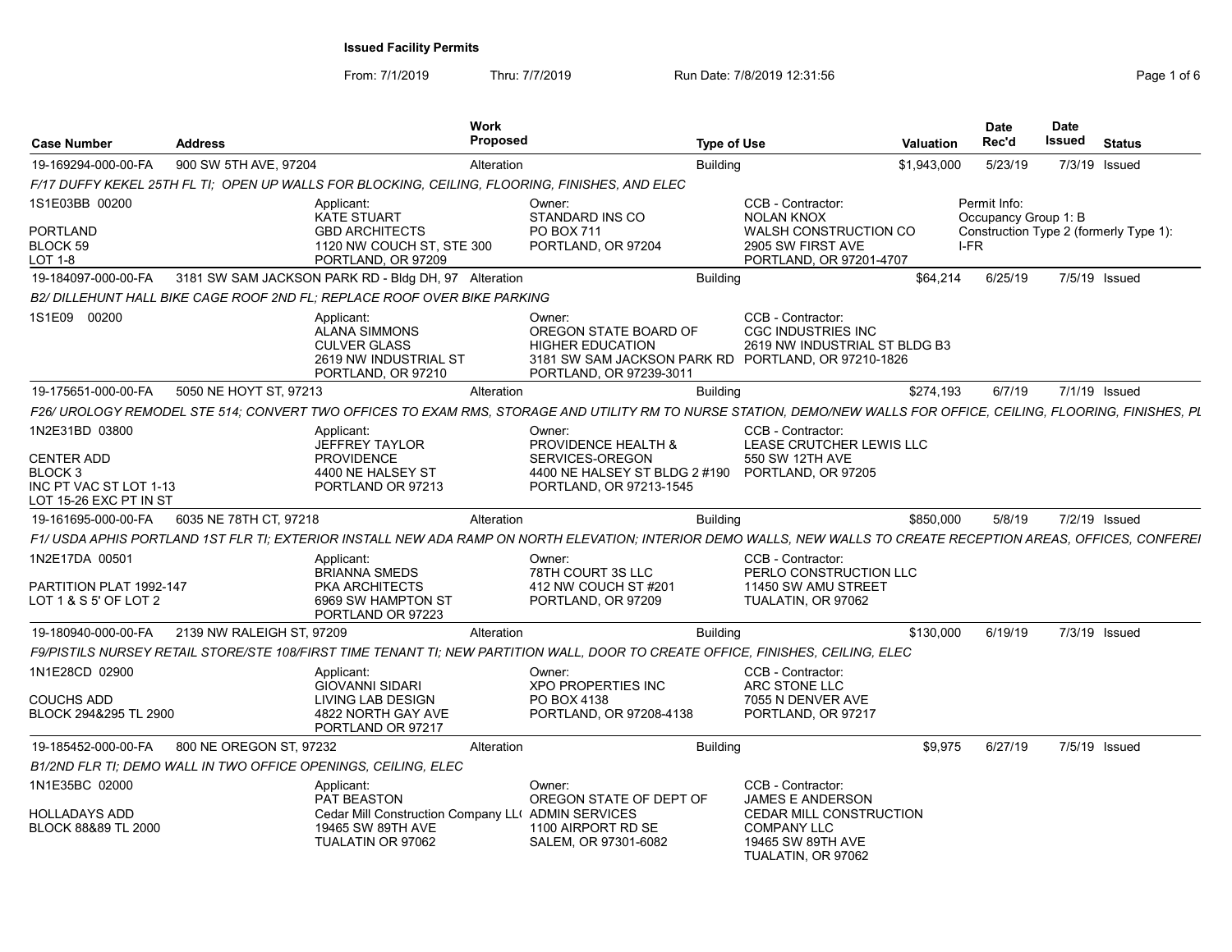# Issued Facility Permits

From: 7/1/2019 Thru: 7/7/2019 Run Date: 7/8/2019 12:31:56

| Case Number | Address | Work Proposed | Type of Use | Valuation | Date Rec'd | Date Issued | Status |
|---|---|---|---|---|---|---|---|
| 19-169294-000-00-FA | 900 SW 5TH AVE, 97204 | Alteration | Building | $1,943,000 | 5/23/19 | 7/3/19 | Issued |

*F/17 DUFFY KEKEL 25TH FL TI; OPEN UP WALLS FOR BLOCKING, CEILING, FLOORING, FINISHES, AND ELEC*

1S1E03BB 00200
PORTLAND
BLOCK 59
LOT 1-8

Applicant: KATE STUART, GBD ARCHITECTS, 1120 NW COUCH ST, STE 300, PORTLAND, OR 97209

Owner: STANDARD INS CO, PO BOX 711, PORTLAND, OR 97204

CCB - Contractor: NOLAN KNOX, WALSH CONSTRUCTION CO, 2905 SW FIRST AVE, PORTLAND, OR 97201-4707

Permit Info: Occupancy Group 1: B; Construction Type 2 (formerly Type 1): I-FR

| Case Number | Address | Work Proposed | Type of Use | Valuation | Date Rec'd | Date Issued | Status |
|---|---|---|---|---|---|---|---|
| 19-184097-000-00-FA | 3181 SW SAM JACKSON PARK RD - Bldg DH, 97 | Alteration | Building | $64,214 | 6/25/19 | 7/5/19 | Issued |

*B2/ DILLEHUNT HALL BIKE CAGE ROOF 2ND FL; REPLACE ROOF OVER BIKE PARKING*

1S1E09 00200

Applicant: ALANA SIMMONS, CULVER GLASS, 2619 NW INDUSTRIAL ST, PORTLAND, OR 97210

Owner: OREGON STATE BOARD OF HIGHER EDUCATION, 3181 SW SAM JACKSON PARK RD, PORTLAND, OR 97239-3011

CCB - Contractor: CGC INDUSTRIES INC, 2619 NW INDUSTRIAL ST BLDG B3, PORTLAND, OR 97210-1826

| Case Number | Address | Work Proposed | Type of Use | Valuation | Date Rec'd | Date Issued | Status |
|---|---|---|---|---|---|---|---|
| 19-175651-000-00-FA | 5050 NE HOYT ST, 97213 | Alteration | Building | $274,193 | 6/7/19 | 7/1/19 | Issued |

*F26/ UROLOGY REMODEL STE 514; CONVERT TWO OFFICES TO EXAM RMS, STORAGE AND UTILITY RM TO NURSE STATION, DEMO/NEW WALLS FOR OFFICE, CEILING, FLOORING, FINISHES, PL*

1N2E31BD 03800
CENTER ADD
BLOCK 3
INC PT VAC ST LOT 1-13
LOT 15-26 EXC PT IN ST

Applicant: JEFFREY TAYLOR, PROVIDENCE, 4400 NE HALSEY ST, PORTLAND OR 97213

Owner: PROVIDENCE HEALTH & SERVICES-OREGON, 4400 NE HALSEY ST BLDG 2 #190, PORTLAND, OR 97213-1545

CCB - Contractor: LEASE CRUTCHER LEWIS LLC, 550 SW 12TH AVE, PORTLAND, OR 97205

| Case Number | Address | Work Proposed | Type of Use | Valuation | Date Rec'd | Date Issued | Status |
|---|---|---|---|---|---|---|---|
| 19-161695-000-00-FA | 6035 NE 78TH CT, 97218 | Alteration | Building | $850,000 | 5/8/19 | 7/2/19 | Issued |

*F1/ USDA APHIS PORTLAND 1ST FLR TI; EXTERIOR INSTALL NEW ADA RAMP ON NORTH ELEVATION; INTERIOR DEMO WALLS, NEW WALLS TO CREATE RECEPTION AREAS, OFFICES, CONFEREI*

1N2E17DA 00501
PARTITION PLAT 1992-147
LOT 1 & S 5' OF LOT 2

Applicant: BRIANNA SMEDS, PKA ARCHITECTS, 6969 SW HAMPTON ST, PORTLAND OR 97223

Owner: 78TH COURT 3S LLC, 412 NW COUCH ST #201, PORTLAND, OR 97209

CCB - Contractor: PERLO CONSTRUCTION LLC, 11450 SW AMU STREET, TUALATIN, OR 97062

| Case Number | Address | Work Proposed | Type of Use | Valuation | Date Rec'd | Date Issued | Status |
|---|---|---|---|---|---|---|---|
| 19-180940-000-00-FA | 2139 NW RALEIGH ST, 97209 | Alteration | Building | $130,000 | 6/19/19 | 7/3/19 | Issued |

*F9/PISTILS NURSEY RETAIL STORE/STE 108/FIRST TIME TENANT TI; NEW PARTITION WALL, DOOR TO CREATE OFFICE, FINISHES, CEILING, ELEC*

1N1E28CD 02900
COUCHS ADD
BLOCK 294&295 TL 2900

Applicant: GIOVANNI SIDARI, LIVING LAB DESIGN, 4822 NORTH GAY AVE, PORTLAND OR 97217

Owner: XPO PROPERTIES INC, PO BOX 4138, PORTLAND, OR 97208-4138

CCB - Contractor: ARC STONE LLC, 7055 N DENVER AVE, PORTLAND, OR 97217

| Case Number | Address | Work Proposed | Type of Use | Valuation | Date Rec'd | Date Issued | Status |
|---|---|---|---|---|---|---|---|
| 19-185452-000-00-FA | 800 NE OREGON ST, 97232 | Alteration | Building | $9,975 | 6/27/19 | 7/5/19 | Issued |

*B1/2ND FLR TI; DEMO WALL IN TWO OFFICE OPENINGS, CEILING, ELEC*

1N1E35BC 02000
HOLLADAYS ADD
BLOCK 88&89 TL 2000

Applicant: PAT BEASTON, Cedar Mill Construction Company LL( 19465 SW 89TH AVE, TUALATIN OR 97062

Owner: OREGON STATE OF DEPT OF ADMIN SERVICES, 1100 AIRPORT RD SE, SALEM, OR 97301-6082

CCB - Contractor: JAMES E ANDERSON, CEDAR MILL CONSTRUCTION COMPANY LLC, 19465 SW 89TH AVE, TUALATIN, OR 97062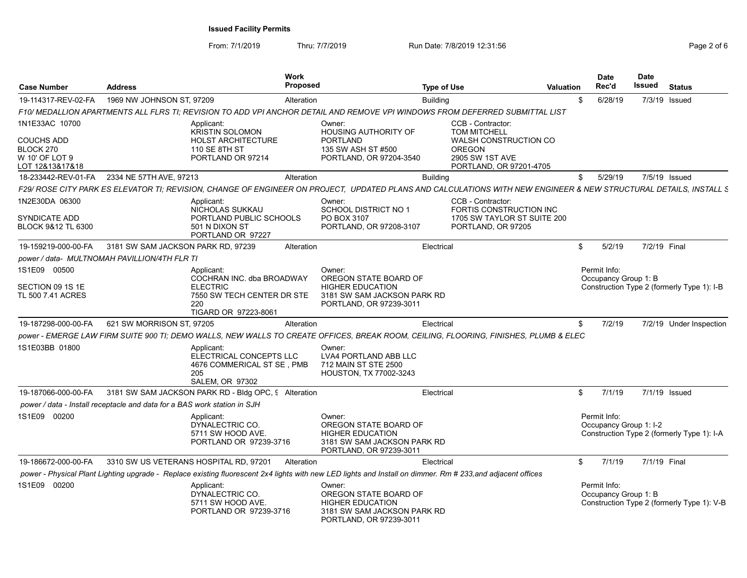**Issued Facility Permits**

From: 7/1/2019 Thru: 7/7/2019 Run Date: 7/8/2019 12:31:56

| Case Number | Address | Work Proposed | Type of Use | Valuation | Date Rec'd | Date Issued | Status |
|---|---|---|---|---|---|---|---|
| 19-114317-REV-02-FA | 1969 NW JOHNSON ST, 97209 | Alteration | Building | $ | 6/28/19 | 7/3/19 | Issued |

*F10/ MEDALLION APARTMENTS ALL FLRS TI; REVISION TO ADD VPI ANCHOR DETAIL AND REMOVE VPI WINDOWS FROM DEFERRED SUBMITTAL LIST*

1N1E33AC 10700
COUCHS ADD
BLOCK 270
W 10' OF LOT 9
LOT 12&13&17&18

Applicant: KRISTIN SOLOMON, HOLST ARCHITECTURE, 110 SE 8TH ST, PORTLAND OR 97214

Owner: HOUSING AUTHORITY OF PORTLAND, 135 SW ASH ST #500, PORTLAND, OR 97204-3540

CCB - Contractor: TOM MITCHELL, WALSH CONSTRUCTION CO OREGON, 2905 SW 1ST AVE, PORTLAND, OR 97201-4705

| Case Number | Address | Work Proposed | Type of Use | Valuation | Date Rec'd | Date Issued | Status |
|---|---|---|---|---|---|---|---|
| 18-233442-REV-01-FA | 2334 NE 57TH AVE, 97213 | Alteration | Building | $ | 5/29/19 | 7/5/19 | Issued |

*F29/ ROSE CITY PARK ES ELEVATOR TI; REVISION, CHANGE OF ENGINEER ON PROJECT, UPDATED PLANS AND CALCULATIONS WITH NEW ENGINEER & NEW STRUCTURAL DETAILS, INSTALL S*

1N2E30DA 06300
SYNDICATE ADD
BLOCK 9&12 TL 6300

Applicant: NICHOLAS SUKKAU, PORTLAND PUBLIC SCHOOLS, 501 N DIXON ST, PORTLAND OR 97227

Owner: SCHOOL DISTRICT NO 1, PO BOX 3107, PORTLAND, OR 97208-3107

CCB - Contractor: FORTIS CONSTRUCTION INC, 1705 SW TAYLOR ST SUITE 200, PORTLAND, OR 97205

| Case Number | Address | Work Proposed | Type of Use | Valuation | Date Rec'd | Date Issued | Status |
|---|---|---|---|---|---|---|---|
| 19-159219-000-00-FA | 3181 SW SAM JACKSON PARK RD, 97239 | Alteration | Electrical | $ | 5/2/19 | 7/2/19 | Final |

*power / data- MULTNOMAH PAVILLION/4TH FLR TI*

1S1E09 00500
SECTION 09 1S 1E
TL 500 7.41 ACRES

Applicant: COCHRAN INC. dba BROADWAY ELECTRIC, 7550 SW TECH CENTER DR STE 220, TIGARD OR 97223-8061

Owner: OREGON STATE BOARD OF HIGHER EDUCATION, 3181 SW SAM JACKSON PARK RD, PORTLAND, OR 97239-3011

Permit Info: Occupancy Group 1: B; Construction Type 2 (formerly Type 1): I-B

| Case Number | Address | Work Proposed | Type of Use | Valuation | Date Rec'd | Date Issued | Status |
|---|---|---|---|---|---|---|---|
| 19-187298-000-00-FA | 621 SW MORRISON ST, 97205 | Alteration | Electrical | $ | 7/2/19 | 7/2/19 | Under Inspection |

*power - EMERGE LAW FIRM SUITE 900 TI; DEMO WALLS, NEW WALLS TO CREATE OFFICES, BREAK ROOM, CEILING, FLOORING, FINISHES, PLUMB & ELEC*

1S1E03BB 01800

Applicant: ELECTRICAL CONCEPTS LLC, 4676 COMMERICAL ST SE , PMB 205, SALEM, OR 97302

Owner: LVA4 PORTLAND ABB LLC, 712 MAIN ST STE 2500, HOUSTON, TX 77002-3243

| Case Number | Address | Work Proposed | Type of Use | Valuation | Date Rec'd | Date Issued | Status |
|---|---|---|---|---|---|---|---|
| 19-187066-000-00-FA | 3181 SW SAM JACKSON PARK RD - Bldg OPC, 9 | Alteration | Electrical | $ | 7/1/19 | 7/1/19 | Issued |

*power / data - Install receptacle and data for a BAS work station in SJH*

1S1E09 00200

Applicant: DYNALECTRIC CO., 5711 SW HOOD AVE., PORTLAND OR 97239-3716

Owner: OREGON STATE BOARD OF HIGHER EDUCATION, 3181 SW SAM JACKSON PARK RD, PORTLAND, OR 97239-3011

Permit Info: Occupancy Group 1: I-2; Construction Type 2 (formerly Type 1): I-A

| Case Number | Address | Work Proposed | Type of Use | Valuation | Date Rec'd | Date Issued | Status |
|---|---|---|---|---|---|---|---|
| 19-186672-000-00-FA | 3310 SW US VETERANS HOSPITAL RD, 97201 | Alteration | Electrical | $ | 7/1/19 | 7/1/19 | Final |

*power - Physical Plant Lighting upgrade - Replace existing fluorescent 2x4 lights with new LED lights and Install on dimmer. Rm # 233,and adjacent offices*

1S1E09 00200

Applicant: DYNALECTRIC CO., 5711 SW HOOD AVE., PORTLAND OR 97239-3716

Owner: OREGON STATE BOARD OF HIGHER EDUCATION, 3181 SW SAM JACKSON PARK RD, PORTLAND, OR 97239-3011

Permit Info: Occupancy Group 1: B; Construction Type 2 (formerly Type 1): V-B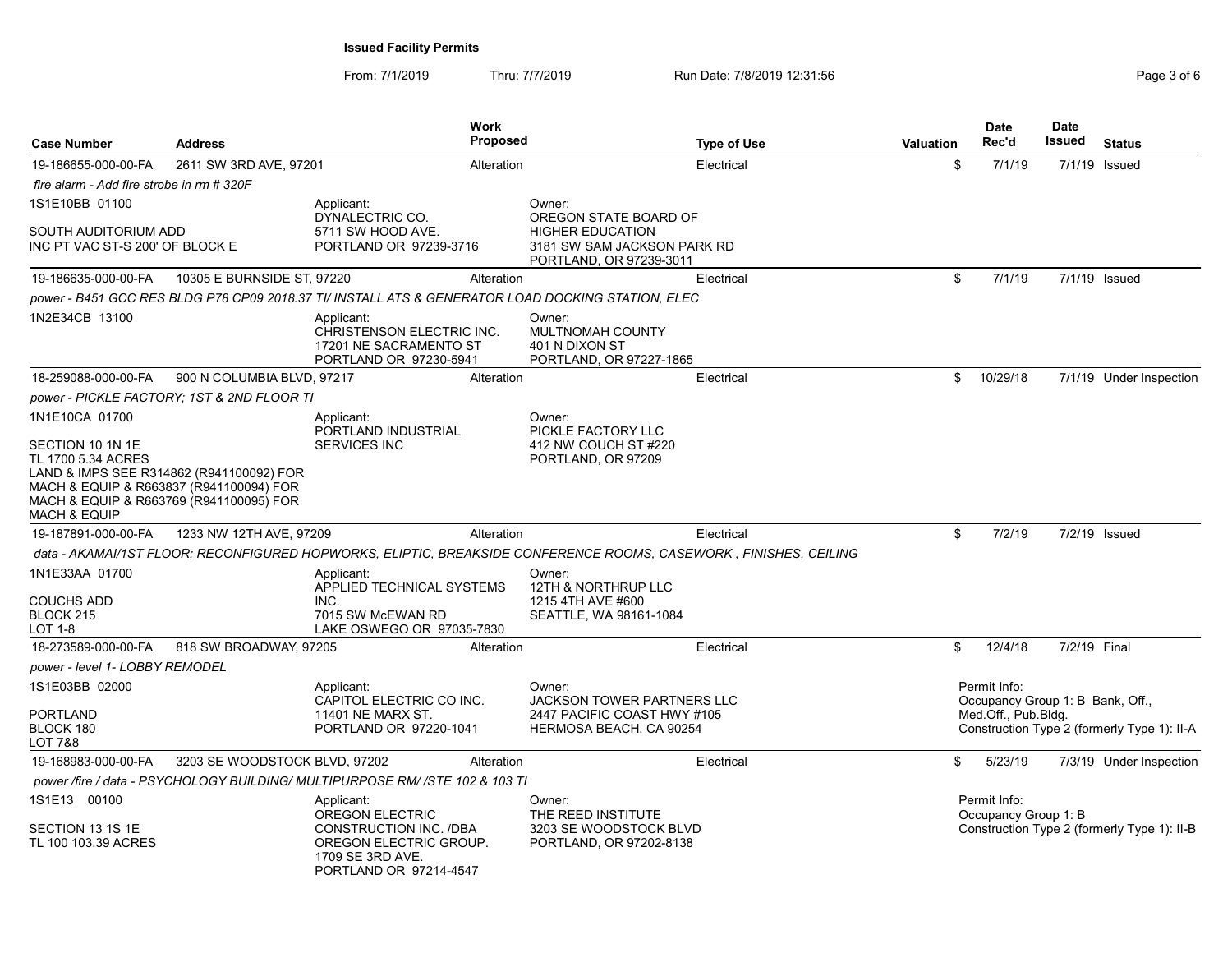**Issued Facility Permits**

From: 7/1/2019 Thru: 7/7/2019 Run Date: 7/8/2019 12:31:56

| Case Number | Address | Work Proposed | Type of Use | Valuation | Date Rec'd | Date Issued | Status |
|---|---|---|---|---|---|---|---|
| 19-186655-000-00-FA | 2611 SW 3RD AVE, 97201 | Alteration | Electrical | $ | 7/1/19 | 7/1/19 | Issued |
| *fire alarm - Add fire strobe in rm # 320F* | | | | | | | |
| 1S1E10BB 01100<br><br>SOUTH AUDITORIUM ADD<br>INC PT VAC ST-S 200' OF BLOCK E | Applicant:<br>DYNALECTRIC CO.<br>5711 SW HOOD AVE.<br>PORTLAND OR 97239-3716 | Owner:<br>OREGON STATE BOARD OF HIGHER EDUCATION<br>3181 SW SAM JACKSON PARK RD<br>PORTLAND, OR 97239-3011 | | | | | |
| 19-186635-000-00-FA | 10305 E BURNSIDE ST, 97220 | Alteration | Electrical | $ | 7/1/19 | 7/1/19 | Issued |
| *power - B451 GCC RES BLDG P78 CP09 2018.37 TI/ INSTALL ATS & GENERATOR LOAD DOCKING STATION, ELEC* | | | | | | | |
| 1N2E34CB 13100 | Applicant:<br>CHRISTENSON ELECTRIC INC.<br>17201 NE SACRAMENTO ST<br>PORTLAND OR 97230-5941 | Owner:<br>MULTNOMAH COUNTY<br>401 N DIXON ST<br>PORTLAND, OR 97227-1865 | | | | | |
| 18-259088-000-00-FA | 900 N COLUMBIA BLVD, 97217 | Alteration | Electrical | $ | 10/29/18 | 7/1/19 | Under Inspection |
| *power - PICKLE FACTORY; 1ST & 2ND FLOOR TI* | | | | | | | |
| 1N1E10CA 01700<br><br>SECTION 10 1N 1E<br>TL 1700 5.34 ACRES<br>LAND & IMPS SEE R314862 (R941100092) FOR MACH & EQUIP & R663837 (R941100094) FOR MACH & EQUIP & R663769 (R941100095) FOR MACH & EQUIP | Applicant:<br>PORTLAND INDUSTRIAL SERVICES INC | Owner:<br>PICKLE FACTORY LLC<br>412 NW COUCH ST #220<br>PORTLAND, OR 97209 | | | | | |
| 19-187891-000-00-FA | 1233 NW 12TH AVE, 97209 | Alteration | Electrical | $ | 7/2/19 | 7/2/19 | Issued |
| *data - AKAMAI/1ST FLOOR; RECONFIGURED HOPWORKS, ELIPTIC, BREAKSIDE CONFERENCE ROOMS, CASEWORK , FINISHES, CEILING* | | | | | | | |
| 1N1E33AA 01700<br><br>COUCHS ADD<br>BLOCK 215<br>LOT 1-8 | Applicant:<br>APPLIED TECHNICAL SYSTEMS INC.<br>7015 SW McEWAN RD<br>LAKE OSWEGO OR 97035-7830 | Owner:<br>12TH & NORTHRUP LLC<br>1215 4TH AVE #600<br>SEATTLE, WA 98161-1084 | | | | | |
| 18-273589-000-00-FA | 818 SW BROADWAY, 97205 | Alteration | Electrical | $ | 12/4/18 | 7/2/19 | Final |
| *power - level 1- LOBBY REMODEL* | | | | | | | |
| 1S1E03BB 02000<br><br>PORTLAND<br>BLOCK 180<br>LOT 7&8 | Applicant:<br>CAPITOL ELECTRIC CO INC.<br>11401 NE MARX ST.<br>PORTLAND OR 97220-1041 | Owner:<br>JACKSON TOWER PARTNERS LLC<br>2447 PACIFIC COAST HWY #105<br>HERMOSA BEACH, CA 90254 | | Permit Info:<br>Occupancy Group 1: B_Bank, Off., Med.Off., Pub.Bldg.<br>Construction Type 2 (formerly Type 1): II-A | | | |
| 19-168983-000-00-FA | 3203 SE WOODSTOCK BLVD, 97202 | Alteration | Electrical | $ | 5/23/19 | 7/3/19 | Under Inspection |
| *power /fire / data - PSYCHOLOGY BUILDING/ MULTIPURPOSE RM/ /STE 102 & 103 TI* | | | | | | | |
| 1S1E13 00100<br><br>SECTION 13 1S 1E<br>TL 100 103.39 ACRES | Applicant:<br>OREGON ELECTRIC CONSTRUCTION INC. /DBA OREGON ELECTRIC GROUP.<br>1709 SE 3RD AVE.<br>PORTLAND OR 97214-4547 | Owner:<br>THE REED INSTITUTE<br>3203 SE WOODSTOCK BLVD<br>PORTLAND, OR 97202-8138 | | Permit Info:<br>Occupancy Group 1: B<br>Construction Type 2 (formerly Type 1): II-B | | | |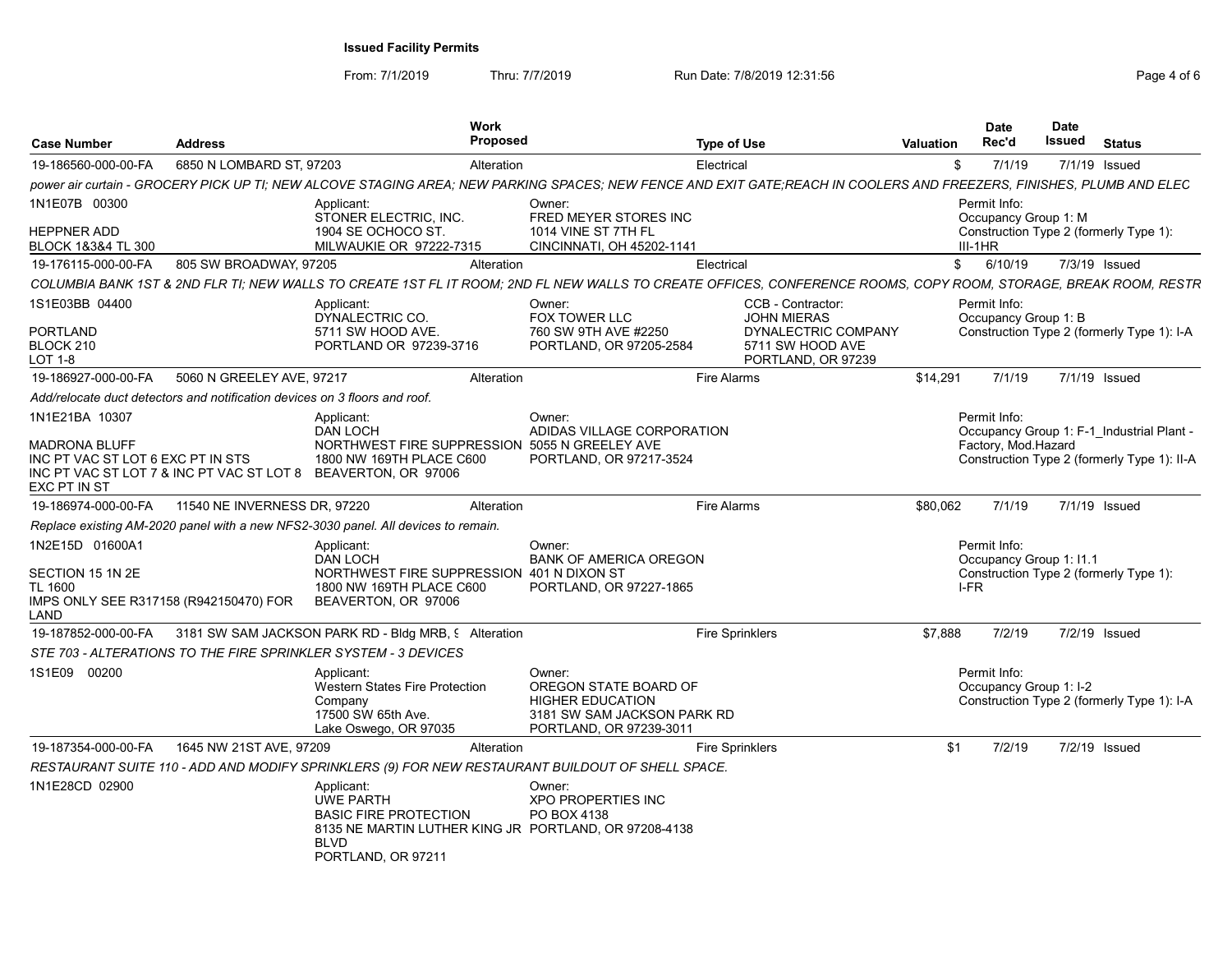**Issued Facility Permits**

From: 7/1/2019 Thru: 7/7/2019 Run Date: 7/8/2019 12:31:56

| Case Number | Address | Work Proposed | Type of Use | Valuation | Date Rec'd | Date Issued | Status |
|---|---|---|---|---|---|---|---|
| 19-186560-000-00-FA | 6850 N LOMBARD ST, 97203 | Alteration | Electrical | $ | 7/1/19 | 7/1/19 | Issued |

*power air curtain - GROCERY PICK UP TI; NEW ALCOVE STAGING AREA; NEW PARKING SPACES; NEW FENCE AND EXIT GATE;REACH IN COOLERS AND FREEZERS, FINISHES, PLUMB AND ELEC*

1N1E07B 00300
HEPPNER ADD
BLOCK 1&3&4 TL 300

Applicant: STONER ELECTRIC, INC. 1904 SE OCHOCO ST. MILWAUKIE OR 97222-7315

Owner: FRED MEYER STORES INC 1014 VINE ST 7TH FL CINCINNATI, OH 45202-1141

Permit Info: Occupancy Group 1: M; Construction Type 2 (formerly Type 1): III-1HR

| Case Number | Address | Work Proposed | Type of Use | Valuation | Date Rec'd | Date Issued | Status |
|---|---|---|---|---|---|---|---|
| 19-176115-000-00-FA | 805 SW BROADWAY, 97205 | Alteration | Electrical | $ | 6/10/19 | 7/3/19 | Issued |

*COLUMBIA BANK 1ST & 2ND FLR TI; NEW WALLS TO CREATE 1ST FL IT ROOM; 2ND FL NEW WALLS TO CREATE OFFICES, CONFERENCE ROOMS, COPY ROOM, STORAGE, BREAK ROOM, RESTR*

1S1E03BB 04400
PORTLAND
BLOCK 210
LOT 1-8

Applicant: DYNALECTRIC CO. 5711 SW HOOD AVE. PORTLAND OR 97239-3716

Owner: FOX TOWER LLC 760 SW 9TH AVE #2250 PORTLAND, OR 97205-2584

CCB - Contractor: JOHN MIERAS DYNALECTRIC COMPANY 5711 SW HOOD AVE PORTLAND, OR 97239

Permit Info: Occupancy Group 1: B; Construction Type 2 (formerly Type 1): I-A

| Case Number | Address | Work Proposed | Type of Use | Valuation | Date Rec'd | Date Issued | Status |
|---|---|---|---|---|---|---|---|
| 19-186927-000-00-FA | 5060 N GREELEY AVE, 97217 | Alteration | Fire Alarms | $14,291 | 7/1/19 | 7/1/19 | Issued |

*Add/relocate duct detectors and notification devices on 3 floors and roof.*

1N1E21BA 10307
MADRONA BLUFF
INC PT VAC ST LOT 6 EXC PT IN STS
INC PT VAC ST LOT 7 & INC PT VAC ST LOT 8 EXC PT IN ST

Applicant: DAN LOCH NORTHWEST FIRE SUPPRESSION 1800 NW 169TH PLACE C600 BEAVERTON, OR 97006

Owner: ADIDAS VILLAGE CORPORATION 5055 N GREELEY AVE PORTLAND, OR 97217-3524

Permit Info: Occupancy Group 1: F-1_Industrial Plant - Factory, Mod.Hazard; Construction Type 2 (formerly Type 1): II-A

| Case Number | Address | Work Proposed | Type of Use | Valuation | Date Rec'd | Date Issued | Status |
|---|---|---|---|---|---|---|---|
| 19-186974-000-00-FA | 11540 NE INVERNESS DR, 97220 | Alteration | Fire Alarms | $80,062 | 7/1/19 | 7/1/19 | Issued |

*Replace existing AM-2020 panel with a new NFS2-3030 panel. All devices to remain.*

1N2E15D 01600A1
SECTION 15 1N 2E
TL 1600
IMPS ONLY SEE R317158 (R942150470) FOR LAND

Applicant: DAN LOCH NORTHWEST FIRE SUPPRESSION 1800 NW 169TH PLACE C600 BEAVERTON, OR 97006

Owner: BANK OF AMERICA OREGON 401 N DIXON ST PORTLAND, OR 97227-1865

Permit Info: Occupancy Group 1: I1.1; Construction Type 2 (formerly Type 1): I-FR

| Case Number | Address | Work Proposed | Type of Use | Valuation | Date Rec'd | Date Issued | Status |
|---|---|---|---|---|---|---|---|
| 19-187852-000-00-FA | 3181 SW SAM JACKSON PARK RD - Bldg MRB, 9 | Alteration | Fire Sprinklers | $7,888 | 7/2/19 | 7/2/19 | Issued |

*STE 703 - ALTERATIONS TO THE FIRE SPRINKLER SYSTEM - 3 DEVICES*

1S1E09 00200

Applicant: Western States Fire Protection Company 17500 SW 65th Ave. Lake Oswego, OR 97035

Owner: OREGON STATE BOARD OF HIGHER EDUCATION 3181 SW SAM JACKSON PARK RD PORTLAND, OR 97239-3011

Permit Info: Occupancy Group 1: I-2; Construction Type 2 (formerly Type 1): I-A

| Case Number | Address | Work Proposed | Type of Use | Valuation | Date Rec'd | Date Issued | Status |
|---|---|---|---|---|---|---|---|
| 19-187354-000-00-FA | 1645 NW 21ST AVE, 97209 | Alteration | Fire Sprinklers | $1 | 7/2/19 | 7/2/19 | Issued |

*RESTAURANT SUITE 110 - ADD AND MODIFY SPRINKLERS (9) FOR NEW RESTAURANT BUILDOUT OF SHELL SPACE.*

1N1E28CD 02900

Applicant: UWE PARTH BASIC FIRE PROTECTION 8135 NE MARTIN LUTHER KING JR BLVD PORTLAND, OR 97211

Owner: XPO PROPERTIES INC PO BOX 4138 PORTLAND, OR 97208-4138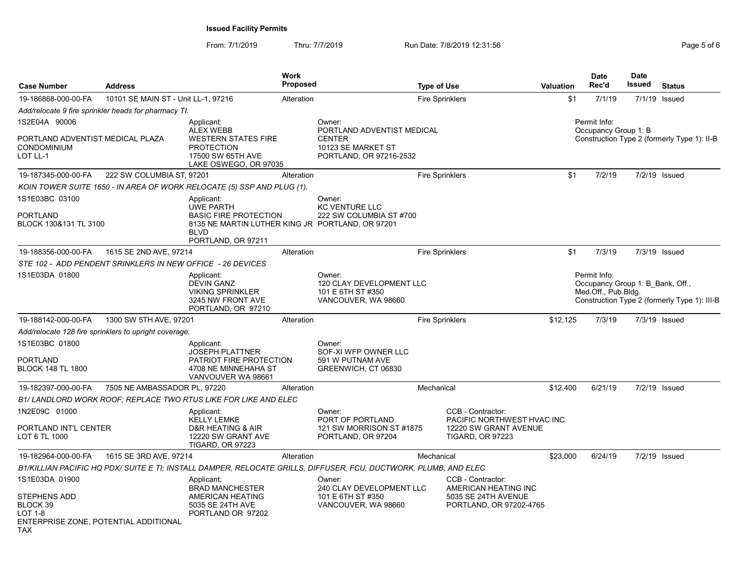**Issued Facility Permits**

From: 7/1/2019 Thru: 7/7/2019 Run Date: 7/8/2019 12:31:56

| Case Number | Address | Work Proposed | Type of Use | Valuation | Date Rec'd | Date Issued | Status |
|---|---|---|---|---|---|---|---|
| 19-186868-000-00-FA | 10101 SE MAIN ST - Unit LL-1, 97216 | Alteration | Fire Sprinklers | $1 | 7/1/19 | 7/1/19 | Issued |

*Add/relocate 9 fire sprinkler heads for pharmacy TI.*

1S2E04A 90006

PORTLAND ADVENTIST MEDICAL PLAZA CONDOMINIUM
LOT LL-1

Applicant:
ALEX WEBB
WESTERN STATES FIRE PROTECTION
17500 SW 65TH AVE
LAKE OSWEGO, OR 97035

Owner:
PORTLAND ADVENTIST MEDICAL CENTER
10123 SE MARKET ST
PORTLAND, OR 97216-2532

Permit Info:
Occupancy Group 1: B
Construction Type 2 (formerly Type 1): II-B

| Case Number | Address | Work Proposed | Type of Use | Valuation | Date Rec'd | Date Issued | Status |
|---|---|---|---|---|---|---|---|
| 19-187345-000-00-FA | 222 SW COLUMBIA ST, 97201 | Alteration | Fire Sprinklers | $1 | 7/2/19 | 7/2/19 | Issued |

*KOIN TOWER SUITE 1650 - IN AREA OF WORK RELOCATE (5) SSP AND PLUG (1).*

1S1E03BC 03100

PORTLAND
BLOCK 130&131 TL 3100

Applicant:
UWE PARTH
BASIC FIRE PROTECTION
8135 NE MARTIN LUTHER KING JR BLVD
PORTLAND, OR 97211

Owner:
KC VENTURE LLC
222 SW COLUMBIA ST #700
PORTLAND, OR 97201

| Case Number | Address | Work Proposed | Type of Use | Valuation | Date Rec'd | Date Issued | Status |
|---|---|---|---|---|---|---|---|
| 19-188356-000-00-FA | 1615 SE 2ND AVE, 97214 | Alteration | Fire Sprinklers | $1 | 7/3/19 | 7/3/19 | Issued |

*STE 102 - ADD PENDENT SRINKLERS IN NEW OFFICE - 26 DEVICES*

1S1E03DA 01800

Applicant:
DEVIN GANZ
VIKING SPRINKLER
3245 NW FRONT AVE
PORTLAND, OR 97210

Owner:
120 CLAY DEVELOPMENT LLC
101 E 6TH ST #350
VANCOUVER, WA 98660

Permit Info:
Occupancy Group 1: B_Bank, Off., Med.Off., Pub.Bldg.
Construction Type 2 (formerly Type 1): III-B

| Case Number | Address | Work Proposed | Type of Use | Valuation | Date Rec'd | Date Issued | Status |
|---|---|---|---|---|---|---|---|
| 19-188142-000-00-FA | 1300 SW 5TH AVE, 97201 | Alteration | Fire Sprinklers | $12,125 | 7/3/19 | 7/3/19 | Issued |

*Add/relocate 128 fire sprinklers to upright coverage.*

1S1E03BC 01800

PORTLAND
BLOCK 148 TL 1800

Applicant:
JOSEPH PLATTNER
PATRIOT FIRE PROTECTION
4708 NE MINNEHAHA ST
VANCOUVER WA 98661

Owner:
SOF-XI WFP OWNER LLC
591 W PUTNAM AVE
GREENWICH, CT 06830

| Case Number | Address | Work Proposed | Type of Use | Valuation | Date Rec'd | Date Issued | Status |
|---|---|---|---|---|---|---|---|
| 19-182397-000-00-FA | 7505 NE AMBASSADOR PL, 97220 | Alteration | Mechanical | $12,400 | 6/21/19 | 7/2/19 | Issued |

*B1/ LANDLORD WORK ROOF; REPLACE TWO RTUS LIKE FOR LIKE AND ELEC*

1N2E09C 01000

PORTLAND INT'L CENTER
LOT 6 TL 1000

Applicant:
KELLY LEMKE
D&R HEATING & AIR
12220 SW GRANT AVE
TIGARD, OR 97223

Owner:
PORT OF PORTLAND
121 SW MORRISON ST #1875
PORTLAND, OR 97204

CCB - Contractor:
PACIFIC NORTHWEST HVAC INC
12220 SW GRANT AVENUE
TIGARD, OR 97223

| Case Number | Address | Work Proposed | Type of Use | Valuation | Date Rec'd | Date Issued | Status |
|---|---|---|---|---|---|---|---|
| 19-182964-000-00-FA | 1615 SE 3RD AVE, 97214 | Alteration | Mechanical | $23,000 | 6/24/19 | 7/2/19 | Issued |

*B1/KILLIAN PACIFIC HQ PDX/ SUITE E TI; INSTALL DAMPER, RELOCATE GRILLS, DIFFUSER, FCU, DUCTWORK, PLUMB, AND ELEC*

1S1E03DA 01900

STEPHENS ADD
BLOCK 39
LOT 1-8
ENTERPRISE ZONE, POTENTIAL ADDITIONAL TAX

Applicant:
BRAD MANCHESTER
AMERICAN HEATING
5035 SE 24TH AVE
PORTLAND OR 97202

Owner:
240 CLAY DEVELOPMENT LLC
101 E 6TH ST #350
VANCOUVER, WA 98660

CCB - Contractor:
AMERICAN HEATING INC
5035 SE 24TH AVENUE
PORTLAND, OR 97202-4765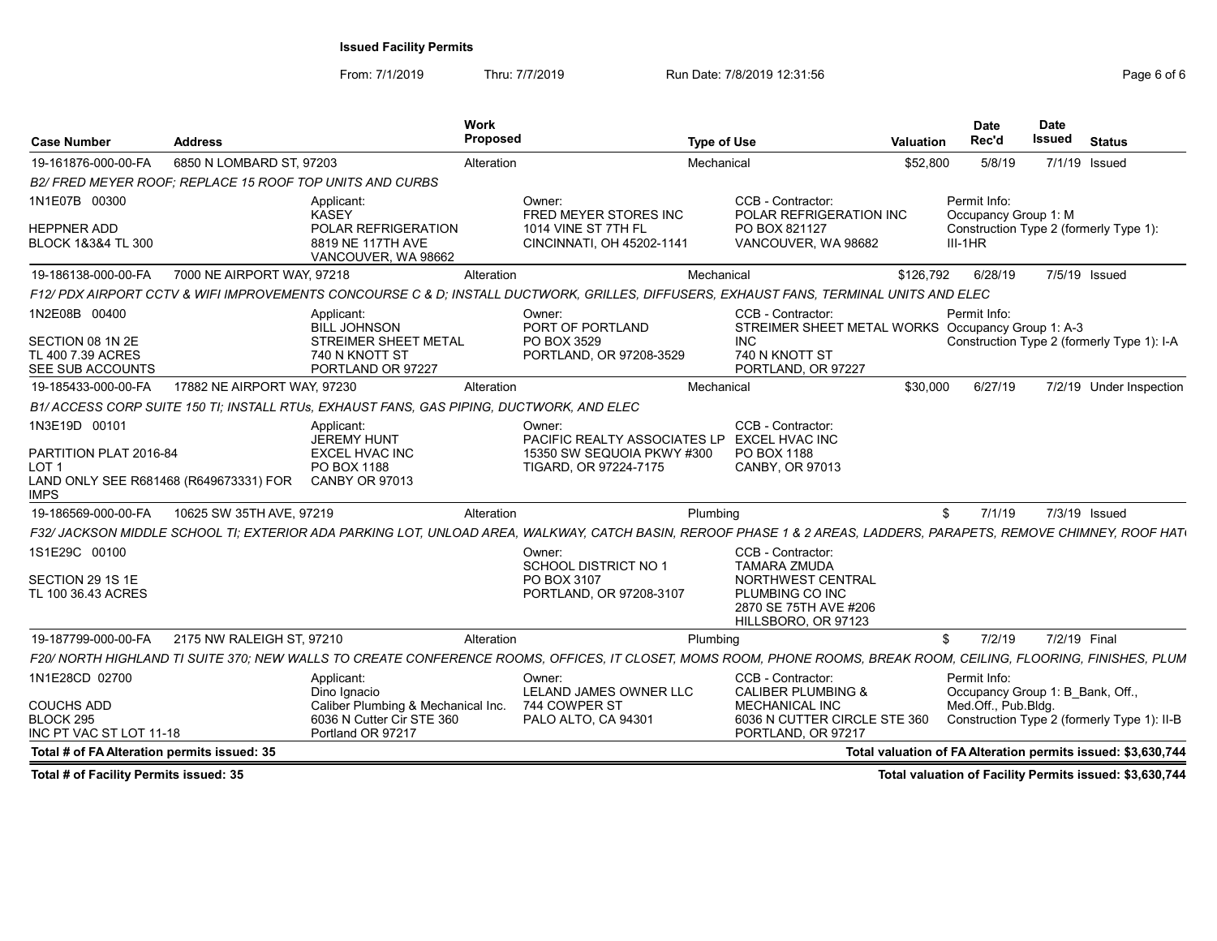**Issued Facility Permits**

From: 7/1/2019 Thru: 7/7/2019 Run Date: 7/8/2019 12:31:56

| Case Number | Address | Work Proposed | Type of Use | Valuation | Date Rec'd | Date Issued | Status |
|---|---|---|---|---|---|---|---|
| 19-161876-000-00-FA | 6850 N LOMBARD ST, 97203 | Alteration | Mechanical | $52,800 | 5/8/19 | 7/1/19 | Issued |
| 19-186138-000-00-FA | 7000 NE AIRPORT WAY, 97218 | Alteration | Mechanical | $126,792 | 6/28/19 | 7/5/19 | Issued |
| 19-185433-000-00-FA | 17882 NE AIRPORT WAY, 97230 | Alteration | Mechanical | $30,000 | 6/27/19 | 7/2/19 | Under Inspection |
| 19-186569-000-00-FA | 10625 SW 35TH AVE, 97219 | Alteration | Plumbing | $ | 7/1/19 | 7/3/19 | Issued |
| 19-187799-000-00-FA | 2175 NW RALEIGH ST, 97210 | Alteration | Plumbing | $ | 7/2/19 | 7/2/19 | Final |

**19-161876-000-00-FA** — *B2/ FRED MEYER ROOF; REPLACE 15 ROOF TOP UNITS AND CURBS*

- 1N1E07B 00300 / HEPPNER ADD / BLOCK 1&3&4 TL 300
- Applicant: KASEY, POLAR REFRIGERATION, 8819 NE 117TH AVE, VANCOUVER, WA 98662
- Owner: FRED MEYER STORES INC, 1014 VINE ST 7TH FL, CINCINNATI, OH 45202-1141
- CCB - Contractor: POLAR REFRIGERATION INC, PO BOX 821127, VANCOUVER, WA 98682
- Permit Info: Occupancy Group 1: M; Construction Type 2 (formerly Type 1): III-1HR

**19-186138-000-00-FA** — *F12/ PDX AIRPORT CCTV & WIFI IMPROVEMENTS CONCOURSE C & D; INSTALL DUCTWORK, GRILLES, DIFFUSERS, EXHAUST FANS, TERMINAL UNITS AND ELEC*

- 1N2E08B 00400 / SECTION 08 1N 2E / TL 400 7.39 ACRES / SEE SUB ACCOUNTS
- Applicant: BILL JOHNSON, STREIMER SHEET METAL, 740 N KNOTT ST, PORTLAND OR 97227
- Owner: PORT OF PORTLAND, PO BOX 3529, PORTLAND, OR 97208-3529
- CCB - Contractor: STREIMER SHEET METAL WORKS INC, 740 N KNOTT ST, PORTLAND, OR 97227
- Permit Info: Occupancy Group 1: A-3; Construction Type 2 (formerly Type 1): I-A

**19-185433-000-00-FA** — *B1/ ACCESS CORP SUITE 150 TI; INSTALL RTUs, EXHAUST FANS, GAS PIPING, DUCTWORK, AND ELEC*

- 1N3E19D 00101 / PARTITION PLAT 2016-84 / LOT 1 / LAND ONLY SEE R681468 (R649673331) FOR IMPS
- Applicant: JEREMY HUNT, EXCEL HVAC INC, PO BOX 1188, CANBY OR 97013
- Owner: PACIFIC REALTY ASSOCIATES LP, 15350 SW SEQUOIA PKWY #300, TIGARD, OR 97224-7175
- CCB - Contractor: EXCEL HVAC INC, PO BOX 1188, CANBY, OR 97013

**19-186569-000-00-FA** — *F32/ JACKSON MIDDLE SCHOOL TI; EXTERIOR ADA PARKING LOT, UNLOAD AREA, WALKWAY, CATCH BASIN, REROOF PHASE 1 & 2 AREAS, LADDERS, PARAPETS, REMOVE CHIMNEY, ROOF HAT*

- 1S1E29C 00100 / SECTION 29 1S 1E / TL 100 36.43 ACRES
- Owner: SCHOOL DISTRICT NO 1, PO BOX 3107, PORTLAND, OR 97208-3107
- CCB - Contractor: TAMARA ZMUDA, NORTHWEST CENTRAL PLUMBING CO INC, 2870 SE 75TH AVE #206, HILLSBORO, OR 97123

**19-187799-000-00-FA** — *F20/ NORTH HIGHLAND TI SUITE 370; NEW WALLS TO CREATE CONFERENCE ROOMS, OFFICES, IT CLOSET, MOMS ROOM, PHONE ROOMS, BREAK ROOM, CEILING, FLOORING, FINISHES, PLUM*

- 1N1E28CD 02700 / COUCHS ADD / BLOCK 295 / INC PT VAC ST LOT 11-18
- Applicant: Dino Ignacio, Caliber Plumbing & Mechanical Inc., 6036 N Cutter Cir STE 360, Portland OR 97217
- Owner: LELAND JAMES OWNER LLC, 744 COWPER ST, PALO ALTO, CA 94301
- CCB - Contractor: CALIBER PLUMBING & MECHANICAL INC, 6036 N CUTTER CIRCLE STE 360, PORTLAND, OR 97217
- Permit Info: Occupancy Group 1: B_Bank, Off., Med.Off., Pub.Bldg.; Construction Type 2 (formerly Type 1): II-B

**Total # of FA Alteration permits issued: 35** — **Total valuation of FA Alteration permits issued: $3,630,744**

**Total # of Facility Permits issued: 35** — **Total valuation of Facility Permits issued: $3,630,744**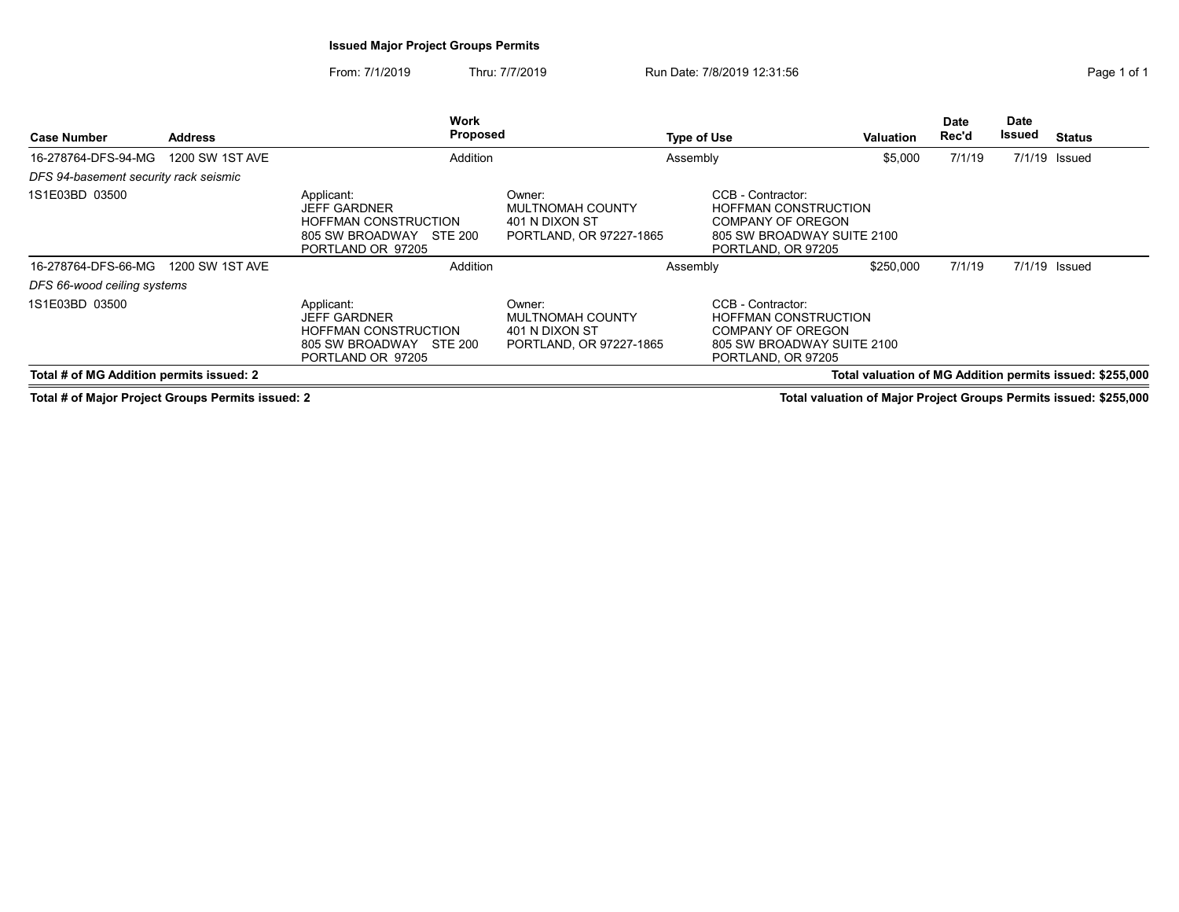# Issued Major Project Groups Permits

From: 7/1/2019 Thru: 7/7/2019 Run Date: 7/8/2019 12:31:56

| Case Number | Address | Work Proposed | Type of Use | Valuation | Date Rec'd | Date Issued | Status |
|---|---|---|---|---|---|---|---|
| 16-278764-DFS-94-MG | 1200 SW 1ST AVE | Addition | Assembly | $5,000 | 7/1/19 | 7/1/19 | Issued |

*DFS 94-basement security rack seismic*

1S1E03BD 03500

| Applicant: | Owner: | CCB - Contractor: |
|---|---|---|
| JEFF GARDNER<br>HOFFMAN CONSTRUCTION<br>805 SW BROADWAY STE 200<br>PORTLAND OR 97205 | MULTNOMAH COUNTY<br>401 N DIXON ST<br>PORTLAND, OR 97227-1865 | HOFFMAN CONSTRUCTION<br>COMPANY OF OREGON<br>805 SW BROADWAY SUITE 2100<br>PORTLAND, OR 97205 |

| Case Number | Address | Work Proposed | Type of Use | Valuation | Date Rec'd | Date Issued | Status |
|---|---|---|---|---|---|---|---|
| 16-278764-DFS-66-MG | 1200 SW 1ST AVE | Addition | Assembly | $250,000 | 7/1/19 | 7/1/19 | Issued |

*DFS 66-wood ceiling systems*

1S1E03BD 03500

| Applicant: | Owner: | CCB - Contractor: |
|---|---|---|
| JEFF GARDNER<br>HOFFMAN CONSTRUCTION<br>805 SW BROADWAY STE 200<br>PORTLAND OR 97205 | MULTNOMAH COUNTY<br>401 N DIXON ST<br>PORTLAND, OR 97227-1865 | HOFFMAN CONSTRUCTION<br>COMPANY OF OREGON<br>805 SW BROADWAY SUITE 2100<br>PORTLAND, OR 97205 |

**Total # of MG Addition permits issued: 2** — **Total valuation of MG Addition permits issued: $255,000**

**Total # of Major Project Groups Permits issued: 2** — **Total valuation of Major Project Groups Permits issued: $255,000**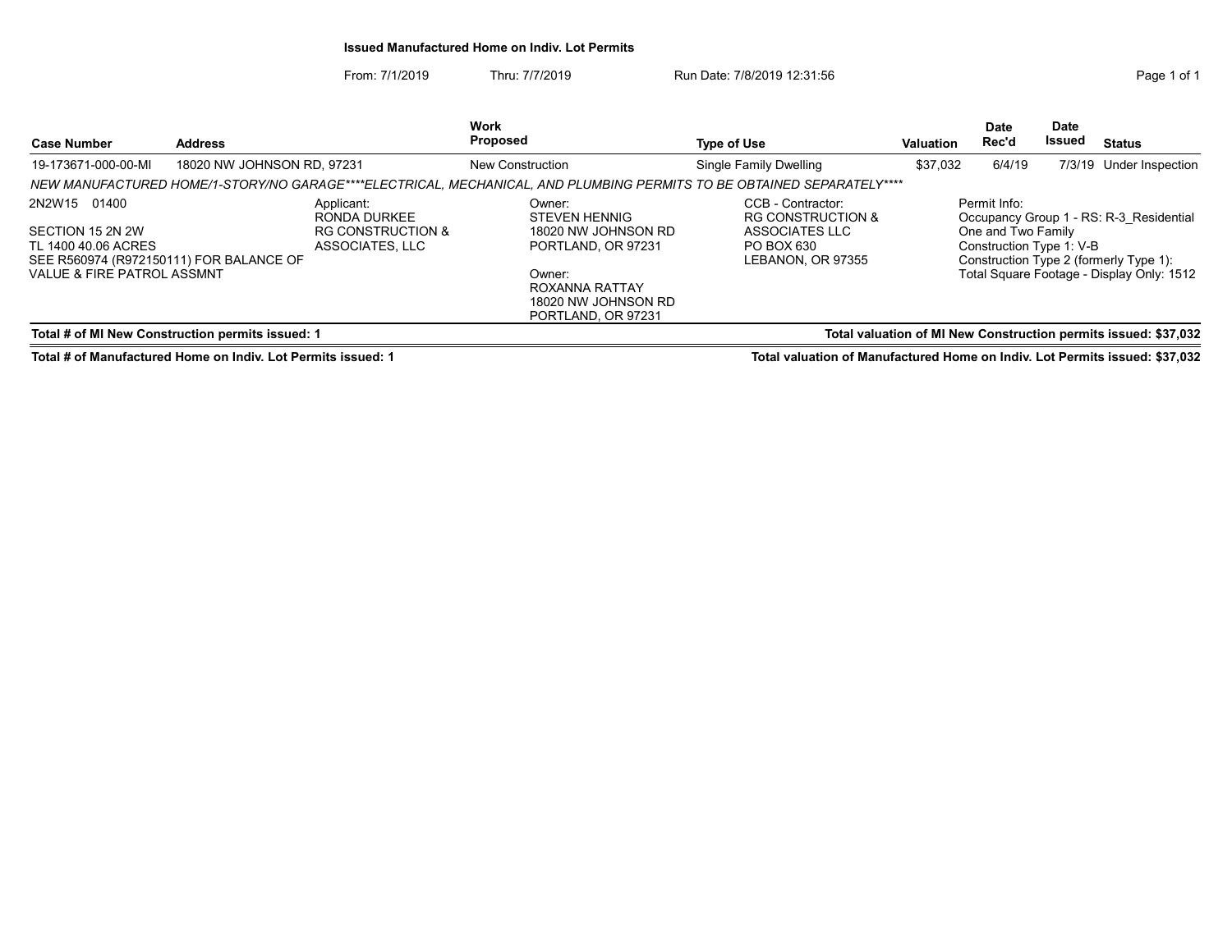# Issued Manufactured Home on Indiv. Lot Permits

From: 7/1/2019 Thru: 7/7/2019 Run Date: 7/8/2019 12:31:56

| Case Number | Address | Work Proposed | Type of Use | Valuation | Date Rec'd | Date Issued | Status |
|---|---|---|---|---|---|---|---|
| 19-173671-000-00-MI | 18020 NW JOHNSON RD, 97231 | New Construction | Single Family Dwelling | $37,032 | 6/4/19 | 7/3/19 | Under Inspection |

*NEW MANUFACTURED HOME/1-STORY/NO GARAGE****ELECTRICAL, MECHANICAL, AND PLUMBING PERMITS TO BE OBTAINED SEPARATELY****

2N2W15 01400

SECTION 15 2N 2W
TL 1400 40.06 ACRES
SEE R560974 (R972150111) FOR BALANCE OF VALUE & FIRE PATROL ASSMNT

Applicant:
RONDA DURKEE
RG CONSTRUCTION & ASSOCIATES, LLC

Owner:
STEVEN HENNIG
18020 NW JOHNSON RD
PORTLAND, OR 97231

Owner:
ROXANNA RATTAY
18020 NW JOHNSON RD
PORTLAND, OR 97231

CCB - Contractor:
RG CONSTRUCTION & ASSOCIATES LLC
PO BOX 630
LEBANON, OR 97355

Permit Info:
Occupancy Group 1 - RS: R-3_Residential One and Two Family
Construction Type 1: V-B
Construction Type 2 (formerly Type 1):
Total Square Footage - Display Only: 1512

**Total # of MI New Construction permits issued: 1**

**Total valuation of MI New Construction permits issued: $37,032**

**Total # of Manufactured Home on Indiv. Lot Permits issued: 1**

**Total valuation of Manufactured Home on Indiv. Lot Permits issued: $37,032**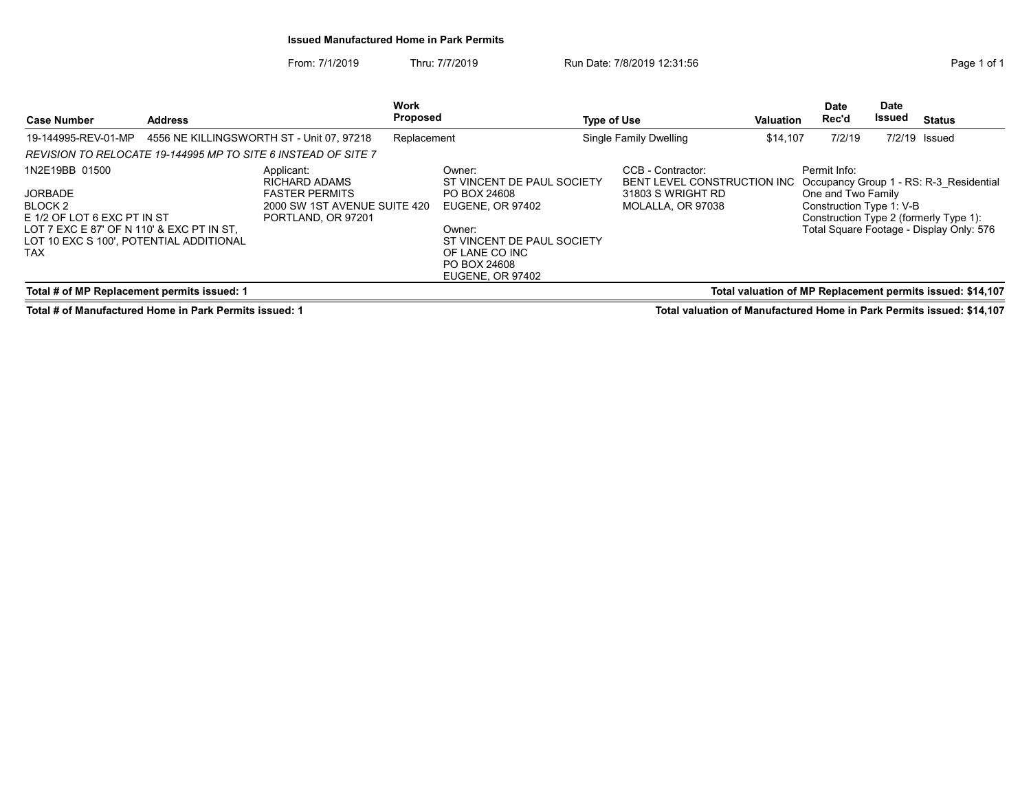## Issued Manufactured Home in Park Permits

From: 7/1/2019 Thru: 7/7/2019 Run Date: 7/8/2019 12:31:56

| Case Number | Address | Work Proposed | Type of Use | Valuation | Date Rec'd | Date Issued | Status |
|---|---|---|---|---|---|---|---|
| 19-144995-REV-01-MP | 4556 NE KILLINGSWORTH ST - Unit 07, 97218 | Replacement | Single Family Dwelling | $14,107 | 7/2/19 | 7/2/19 | Issued |

*REVISION TO RELOCATE 19-144995 MP TO SITE 6 INSTEAD OF SITE 7*

1N2E19BB 01500

JORBADE
BLOCK 2
E 1/2 OF LOT 6 EXC PT IN ST
LOT 7 EXC E 87' OF N 110' & EXC PT IN ST,
LOT 10 EXC S 100', POTENTIAL ADDITIONAL
TAX

Applicant:
RICHARD ADAMS
FASTER PERMITS
2000 SW 1ST AVENUE SUITE 420
PORTLAND, OR 97201

Owner:
ST VINCENT DE PAUL SOCIETY
PO BOX 24608
EUGENE, OR 97402

Owner:
ST VINCENT DE PAUL SOCIETY
OF LANE CO INC
PO BOX 24608
EUGENE, OR 97402

CCB - Contractor:
BENT LEVEL CONSTRUCTION INC
31803 S WRIGHT RD
MOLALLA, OR 97038

Permit Info:
Occupancy Group 1 - RS: R-3_Residential One and Two Family
Construction Type 1: V-B
Construction Type 2 (formerly Type 1):
Total Square Footage - Display Only: 576

**Total # of MP Replacement permits issued: 1** | **Total valuation of MP Replacement permits issued: $14,107**

**Total # of Manufactured Home in Park Permits issued: 1** | **Total valuation of Manufactured Home in Park Permits issued: $14,107**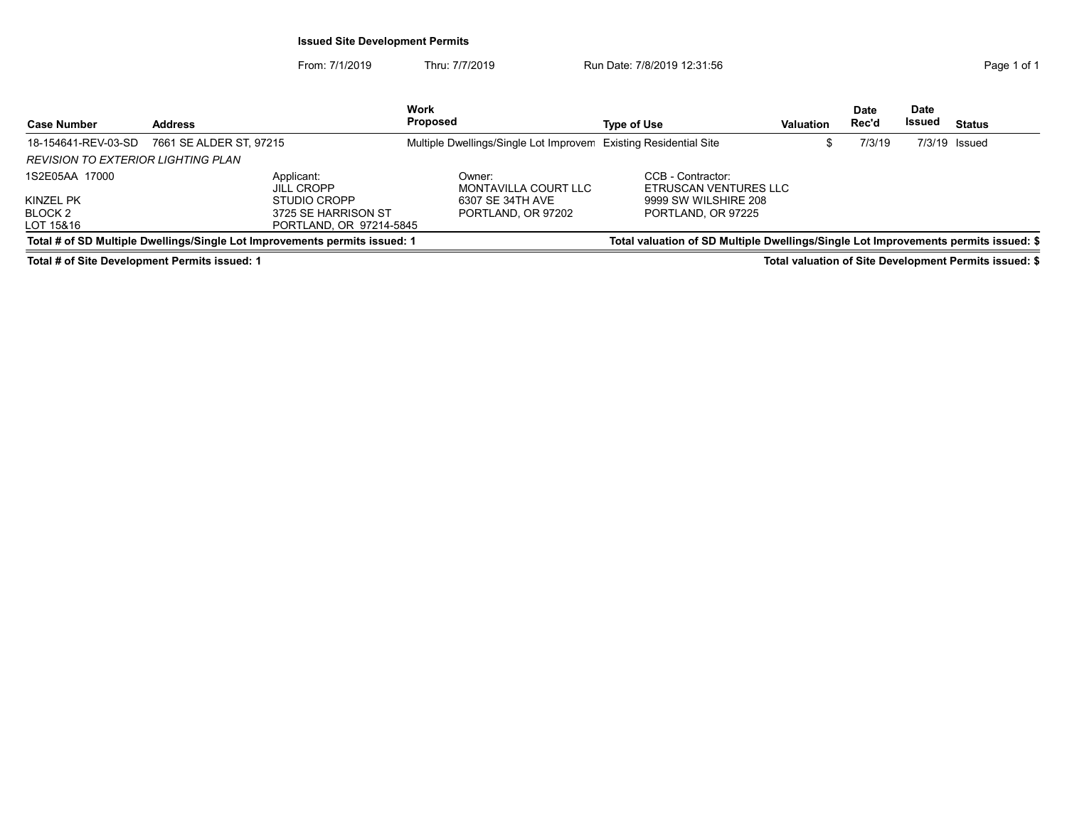**Issued Site Development Permits**

From: 7/1/2019 Thru: 7/7/2019 Run Date: 7/8/2019 12:31:56

| Case Number | Address | Work Proposed | Type of Use | Valuation | Date Rec'd | Date Issued | Status |
|---|---|---|---|---|---|---|---|
| 18-154641-REV-03-SD | 7661 SE ALDER ST, 97215 | Multiple Dwellings/Single Lot Improvem | Existing Residential Site | $ | 7/3/19 | 7/3/19 | Issued |

*REVISION TO EXTERIOR LIGHTING PLAN*

1S2E05AA 17000

KINZEL PK
BLOCK 2
LOT 15&16

Applicant:
JILL CROPP
STUDIO CROPP
3725 SE HARRISON ST
PORTLAND, OR 97214-5845

Owner:
MONTAVILLA COURT LLC
6307 SE 34TH AVE
PORTLAND, OR 97202

CCB - Contractor:
ETRUSCAN VENTURES LLC
9999 SW WILSHIRE 208
PORTLAND, OR 97225

**Total # of SD Multiple Dwellings/Single Lot Improvements permits issued: 1**

**Total valuation of SD Multiple Dwellings/Single Lot Improvements permits issued: $**

**Total # of Site Development Permits issued: 1**

**Total valuation of Site Development Permits issued: $**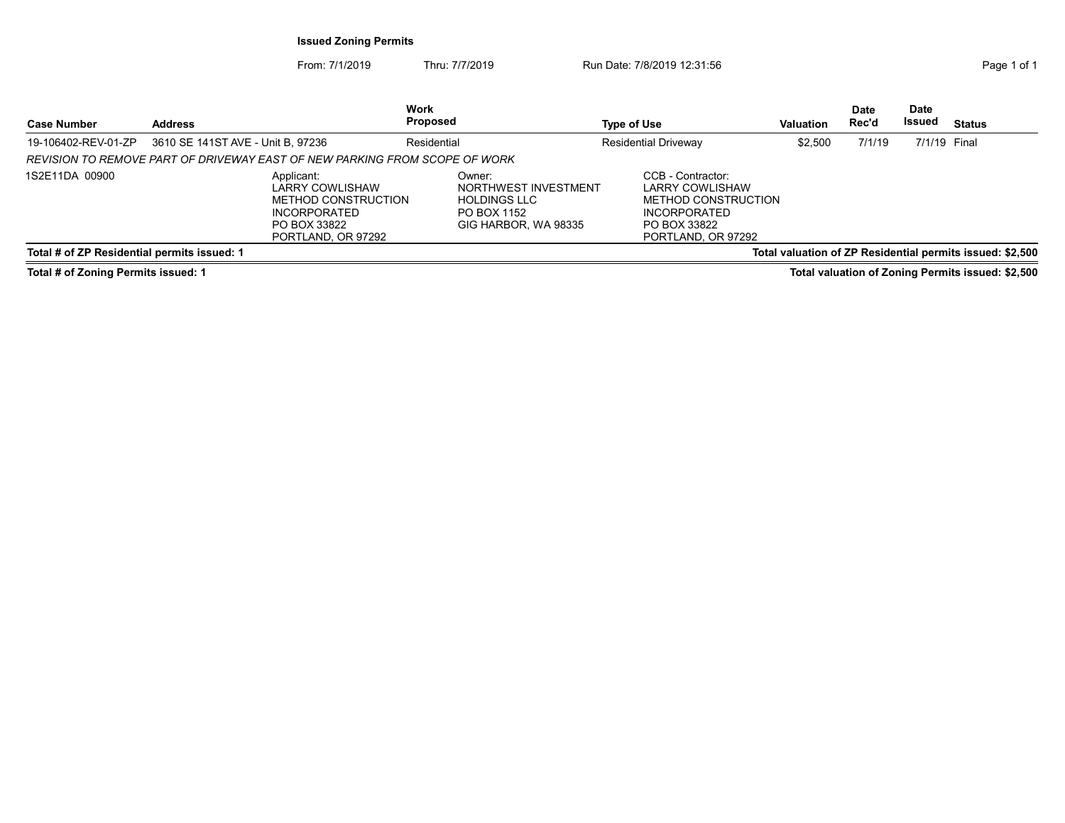**Issued Zoning Permits**

From: 7/1/2019 Thru: 7/7/2019 Run Date: 7/8/2019 12:31:56

| Case Number | Address | Work Proposed | Type of Use | Valuation | Date Rec'd | Date Issued | Status |
|---|---|---|---|---|---|---|---|
| 19-106402-REV-01-ZP | 3610 SE 141ST AVE - Unit B, 97236 | Residential | Residential Driveway | $2,500 | 7/1/19 | 7/1/19 | Final |

*REVISION TO REMOVE PART OF DRIVEWAY EAST OF NEW PARKING FROM SCOPE OF WORK*

1S2E11DA 00900

Applicant:
LARRY COWLISHAW
METHOD CONSTRUCTION INCORPORATED
PO BOX 33822
PORTLAND, OR 97292

Owner:
NORTHWEST INVESTMENT HOLDINGS LLC
PO BOX 1152
GIG HARBOR, WA 98335

CCB - Contractor:
LARRY COWLISHAW
METHOD CONSTRUCTION INCORPORATED
PO BOX 33822
PORTLAND, OR 97292

**Total # of ZP Residential permits issued: 1** — **Total valuation of ZP Residential permits issued: $2,500**

**Total # of Zoning Permits issued: 1** — **Total valuation of Zoning Permits issued: $2,500**